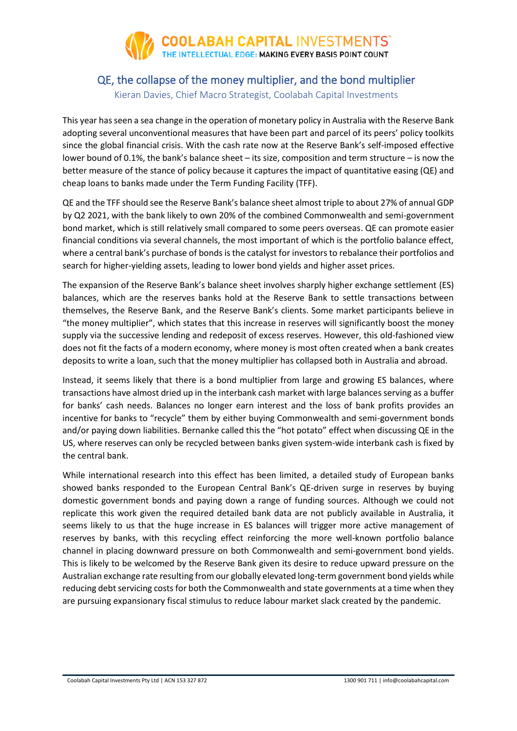# QE, the collapse of the money multiplier, and the bond multiplier

Kieran Davies, Chief Macro Strategist, Coolabah Capital Investments

This year has seen a sea change in the operation of monetary policy in Australia with the Reserve Bank adopting several unconventional measures that have been part and parcel of its peers' policy toolkits since the global financial crisis. With the cash rate now at the Reserve Bank's self-imposed effective lower bound of 0.1%, the bank's balance sheet – its size, composition and term structure – is now the better measure of the stance of policy because it captures the impact of quantitative easing (QE) and cheap loans to banks made under the Term Funding Facility (TFF).

QE and the TFF should see the Reserve Bank's balance sheet almost triple to about 27% of annual GDP by Q2 2021, with the bank likely to own 20% of the combined Commonwealth and semi-government bond market, which is still relatively small compared to some peers overseas. QE can promote easier financial conditions via several channels, the most important of which is the portfolio balance effect, where a central bank's purchase of bonds is the catalyst for investors to rebalance their portfolios and search for higher-yielding assets, leading to lower bond yields and higher asset prices.

The expansion of the Reserve Bank's balance sheet involves sharply higher exchange settlement (ES) balances, which are the reserves banks hold at the Reserve Bank to settle transactions between themselves, the Reserve Bank, and the Reserve Bank's clients. Some market participants believe in "the money multiplier", which states that this increase in reserves will significantly boost the money supply via the successive lending and redeposit of excess reserves. However, this old-fashioned view does not fit the facts of a modern economy, where money is most often created when a bank creates deposits to write a loan, such that the money multiplier has collapsed both in Australia and abroad.

Instead, it seems likely that there is a bond multiplier from large and growing ES balances, where transactions have almost dried up in the interbank cash market with large balances serving as a buffer for banks' cash needs. Balances no longer earn interest and the loss of bank profits provides an incentive for banks to "recycle" them by either buying Commonwealth and semi-government bonds and/or paying down liabilities. Bernanke called this the "hot potato" effect when discussing QE in the US, where reserves can only be recycled between banks given system-wide interbank cash is fixed by the central bank.

While international research into this effect has been limited, a detailed study of European banks showed banks responded to the European Central Bank's QE-driven surge in reserves by buying domestic government bonds and paying down a range of funding sources. Although we could not replicate this work given the required detailed bank data are not publicly available in Australia, it seems likely to us that the huge increase in ES balances will trigger more active management of reserves by banks, with this recycling effect reinforcing the more well-known portfolio balance channel in placing downward pressure on both Commonwealth and semi-government bond yields. This is likely to be welcomed by the Reserve Bank given its desire to reduce upward pressure on the Australian exchange rate resulting from our globally elevated long-term government bond yields while reducing debt servicing costs for both the Commonwealth and state governments at a time when they are pursuing expansionary fiscal stimulus to reduce labour market slack created by the pandemic.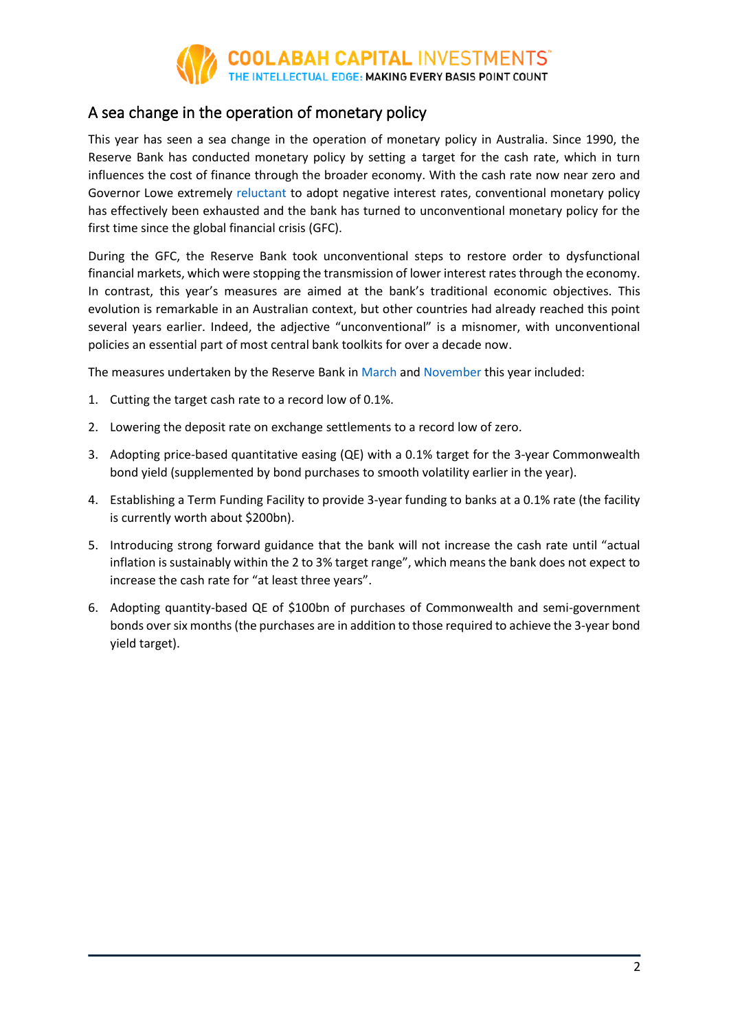## A sea change in the operation of monetary policy

This year has seen a sea change in the operation of monetary policy in Australia. Since 1990, the Reserve Bank has conducted monetary policy by setting a target for the cash rate, which in turn influences the cost of finance through the broader economy. With the cash rate now near zero and Governor Lowe extremely reluctant to adopt negative interest rates, conventional monetary policy has effectively been exhausted and the bank has turned to unconventional monetary policy for the first time since the global financial crisis (GFC).

During the GFC, the Reserve Bank took unconventional steps to restore order to dysfunctional financial markets, which were stopping the transmission of lower interest rates through the economy. In contrast, this year's measures are aimed at the bank's traditional economic objectives. This evolution is remarkable in an Australian context, but other countries had already reached this point several years earlier. Indeed, the adjective "unconventional" is a misnomer, with unconventional policies an essential part of most central bank toolkits for over a decade now.

The measures undertaken by the Reserve Bank in March and November this year included:

1. Cutting the target cash rate to a record low of 0.1%.
2. Lowering the deposit rate on exchange settlements to a record low of zero.
3. Adopting price-based quantitative easing (QE) with a 0.1% target for the 3-year Commonwealth bond yield (supplemented by bond purchases to smooth volatility earlier in the year).
4. Establishing a Term Funding Facility to provide 3-year funding to banks at a 0.1% rate (the facility is currently worth about $200bn).
5. Introducing strong forward guidance that the bank will not increase the cash rate until "actual inflation is sustainably within the 2 to 3% target range", which means the bank does not expect to increase the cash rate for "at least three years".
6. Adopting quantity-based QE of $100bn of purchases of Commonwealth and semi-government bonds over six months (the purchases are in addition to those required to achieve the 3-year bond yield target).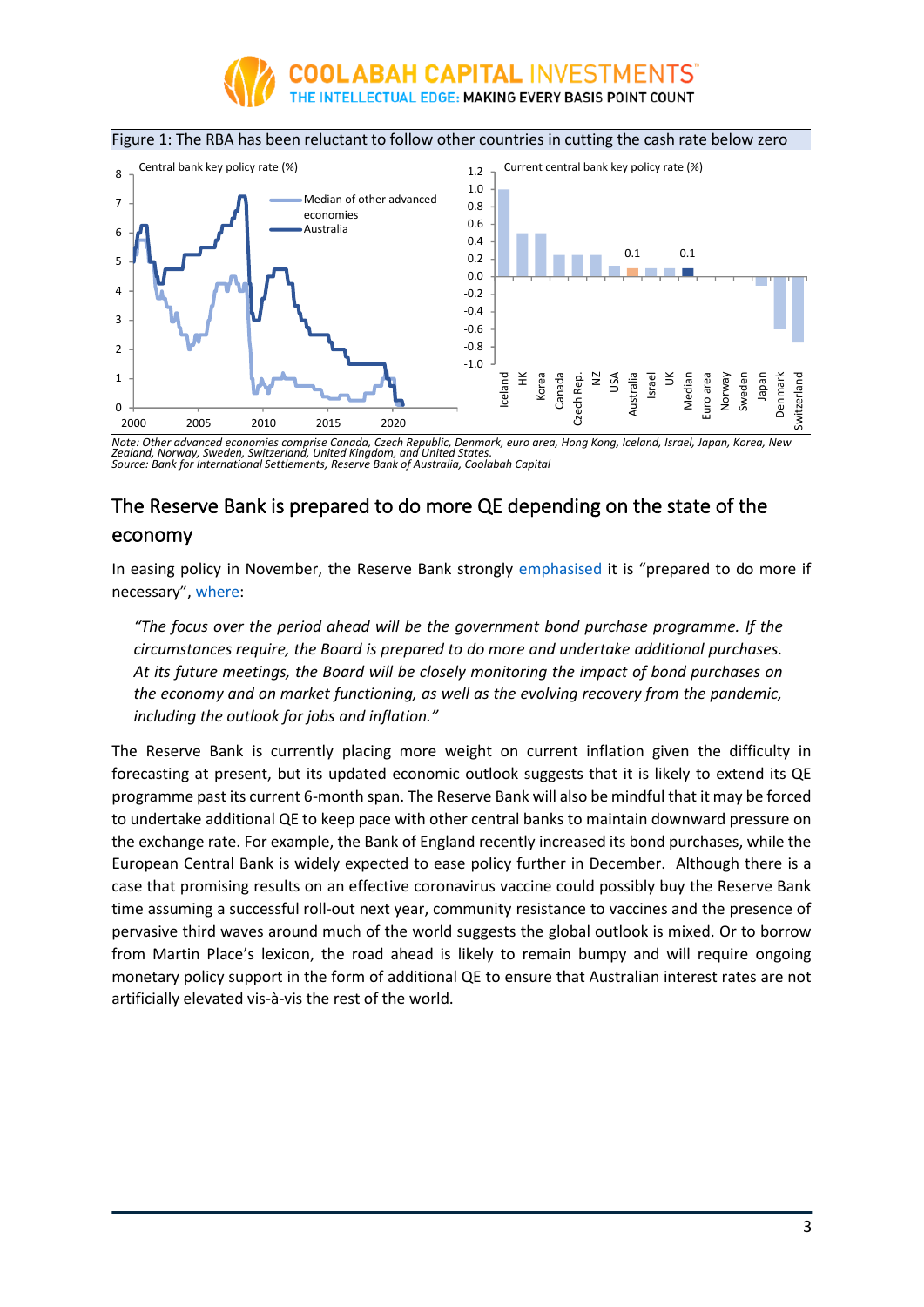Figure 1: The RBA has been reluctant to follow other countries in cutting the cash rate below zero

*Note: Other advanced economies comprise Canada, Czech Republic, Denmark, euro area, Hong Kong, Iceland, Israel, Japan, Korea, New Zealand, Norway, Sweden, Switzerland, United Kingdom, and United States.*
*Source: Bank for International Settlements, Reserve Bank of Australia, Coolabah Capital*

## The Reserve Bank is prepared to do more QE depending on the state of the economy

In easing policy in November, the Reserve Bank strongly emphasised it is "prepared to do more if necessary", where:

> *"The focus over the period ahead will be the government bond purchase programme. If the circumstances require, the Board is prepared to do more and undertake additional purchases. At its future meetings, the Board will be closely monitoring the impact of bond purchases on the economy and on market functioning, as well as the evolving recovery from the pandemic, including the outlook for jobs and inflation."*

The Reserve Bank is currently placing more weight on current inflation given the difficulty in forecasting at present, but its updated economic outlook suggests that it is likely to extend its QE programme past its current 6-month span. The Reserve Bank will also be mindful that it may be forced to undertake additional QE to keep pace with other central banks to maintain downward pressure on the exchange rate. For example, the Bank of England recently increased its bond purchases, while the European Central Bank is widely expected to ease policy further in December. Although there is a case that promising results on an effective coronavirus vaccine could possibly buy the Reserve Bank time assuming a successful roll-out next year, community resistance to vaccines and the presence of pervasive third waves around much of the world suggests the global outlook is mixed. Or to borrow from Martin Place's lexicon, the road ahead is likely to remain bumpy and will require ongoing monetary policy support in the form of additional QE to ensure that Australian interest rates are not artificially elevated vis-à-vis the rest of the world.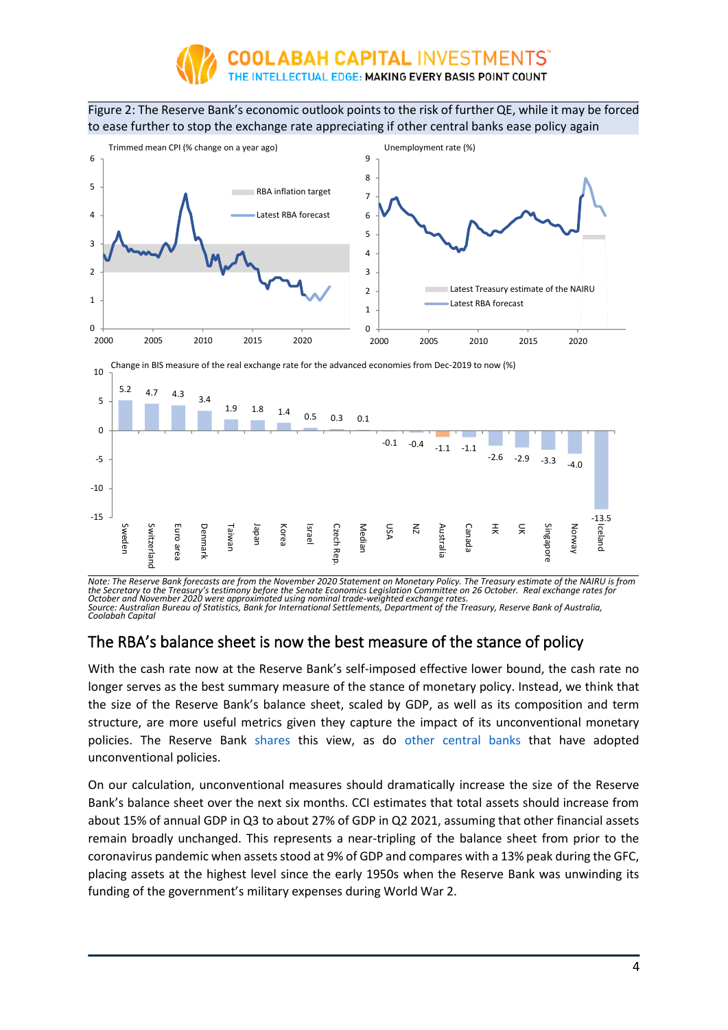Figure 2: The Reserve Bank's economic outlook points to the risk of further QE, while it may be forced to ease further to stop the exchange rate appreciating if other central banks ease policy again

Trimmed mean CPI (% change on a year ago)

Unemployment rate (%)

Change in BIS measure of the real exchange rate for the advanced economies from Dec-2019 to now (%)

| Sweden | Switzerland | Euro area | Denmark | Taiwan | Japan | Korea | Israel | Czech Rep. | Median | USA | NZ | Australia | Canada | HK | UK | Singapore | Norway | Iceland |
|---|---|---|---|---|---|---|---|---|---|---|---|---|---|---|---|---|---|---|
| 5.2 | 4.7 | 4.3 | 3.4 | 1.9 | 1.8 | 1.4 | 0.5 | 0.3 | 0.1 | -0.1 | -0.4 | -1.1 | -1.1 | -2.6 | -2.9 | -3.3 | -4.0 | -13.5 |

*Note: The Reserve Bank forecasts are from the November 2020 Statement on Monetary Policy. The Treasury estimate of the NAIRU is from the Secretary to the Treasury's testimony before the Senate Economics Legislation Committee on 26 October. Real exchange rates for October and November 2020 were approximated using nominal trade-weighted exchange rates.*
*Source: Australian Bureau of Statistics, Bank for International Settlements, Department of the Treasury, Reserve Bank of Australia, Coolabah Capital*

## The RBA's balance sheet is now the best measure of the stance of policy

With the cash rate now at the Reserve Bank's self-imposed effective lower bound, the cash rate no longer serves as the best summary measure of the stance of monetary policy. Instead, we think that the size of the Reserve Bank's balance sheet, scaled by GDP, as well as its composition and term structure, are more useful metrics given they capture the impact of its unconventional monetary policies. The Reserve Bank shares this view, as do other central banks that have adopted unconventional policies.

On our calculation, unconventional measures should dramatically increase the size of the Reserve Bank's balance sheet over the next six months. CCI estimates that total assets should increase from about 15% of annual GDP in Q3 to about 27% of GDP in Q2 2021, assuming that other financial assets remain broadly unchanged. This represents a near-tripling of the balance sheet from prior to the coronavirus pandemic when assets stood at 9% of GDP and compares with a 13% peak during the GFC, placing assets at the highest level since the early 1950s when the Reserve Bank was unwinding its funding of the government's military expenses during World War 2.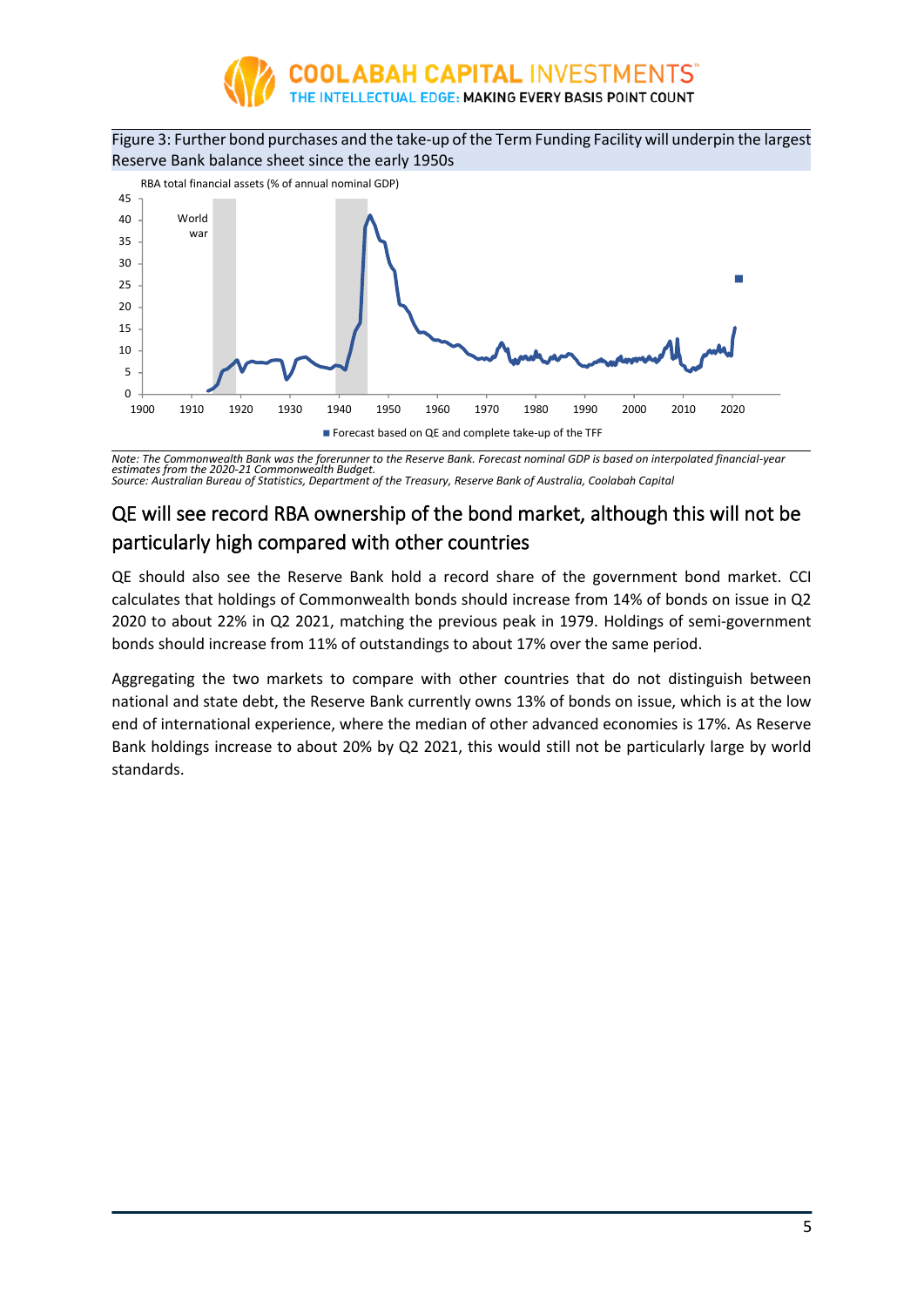Figure 3: Further bond purchases and the take-up of the Term Funding Facility will underpin the largest Reserve Bank balance sheet since the early 1950s

*Note: The Commonwealth Bank was the forerunner to the Reserve Bank. Forecast nominal GDP is based on interpolated financial-year estimates from the 2020-21 Commonwealth Budget.*
*Source: Australian Bureau of Statistics, Department of the Treasury, Reserve Bank of Australia, Coolabah Capital*

## QE will see record RBA ownership of the bond market, although this will not be particularly high compared with other countries

QE should also see the Reserve Bank hold a record share of the government bond market. CCI calculates that holdings of Commonwealth bonds should increase from 14% of bonds on issue in Q2 2020 to about 22% in Q2 2021, matching the previous peak in 1979. Holdings of semi-government bonds should increase from 11% of outstandings to about 17% over the same period.

Aggregating the two markets to compare with other countries that do not distinguish between national and state debt, the Reserve Bank currently owns 13% of bonds on issue, which is at the low end of international experience, where the median of other advanced economies is 17%. As Reserve Bank holdings increase to about 20% by Q2 2021, this would still not be particularly large by world standards.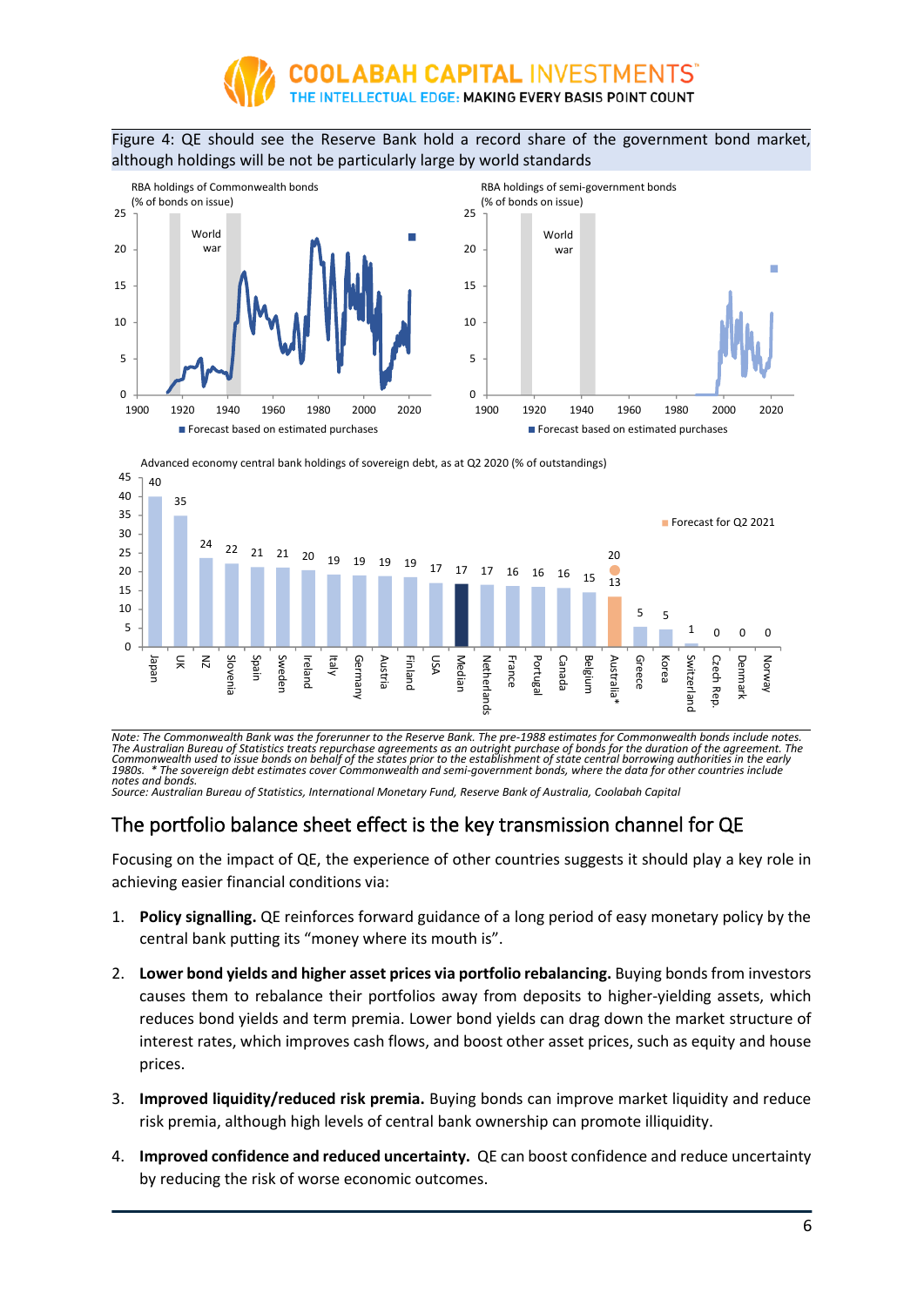Figure 4: QE should see the Reserve Bank hold a record share of the government bond market, although holdings will be not be particularly large by world standards

Note: The Commonwealth Bank was the forerunner to the Reserve Bank. The pre-1988 estimates for Commonwealth bonds include notes. The Australian Bureau of Statistics treats repurchase agreements as an outright purchase of bonds for the duration of the agreement. The Commonwealth used to issue bonds on behalf of the states prior to the establishment of state central borrowing authorities in the early 1980s. * The sovereign debt estimates cover Commonwealth and semi-government bonds, where the data for other countries include notes and bonds.
Source: Australian Bureau of Statistics, International Monetary Fund, Reserve Bank of Australia, Coolabah Capital

## The portfolio balance sheet effect is the key transmission channel for QE

Focusing on the impact of QE, the experience of other countries suggests it should play a key role in achieving easier financial conditions via:

1. **Policy signalling.** QE reinforces forward guidance of a long period of easy monetary policy by the central bank putting its "money where its mouth is".
2. **Lower bond yields and higher asset prices via portfolio rebalancing.** Buying bonds from investors causes them to rebalance their portfolios away from deposits to higher-yielding assets, which reduces bond yields and term premia. Lower bond yields can drag down the market structure of interest rates, which improves cash flows, and boost other asset prices, such as equity and house prices.
3. **Improved liquidity/reduced risk premia.** Buying bonds can improve market liquidity and reduce risk premia, although high levels of central bank ownership can promote illiquidity.
4. **Improved confidence and reduced uncertainty.** QE can boost confidence and reduce uncertainty by reducing the risk of worse economic outcomes.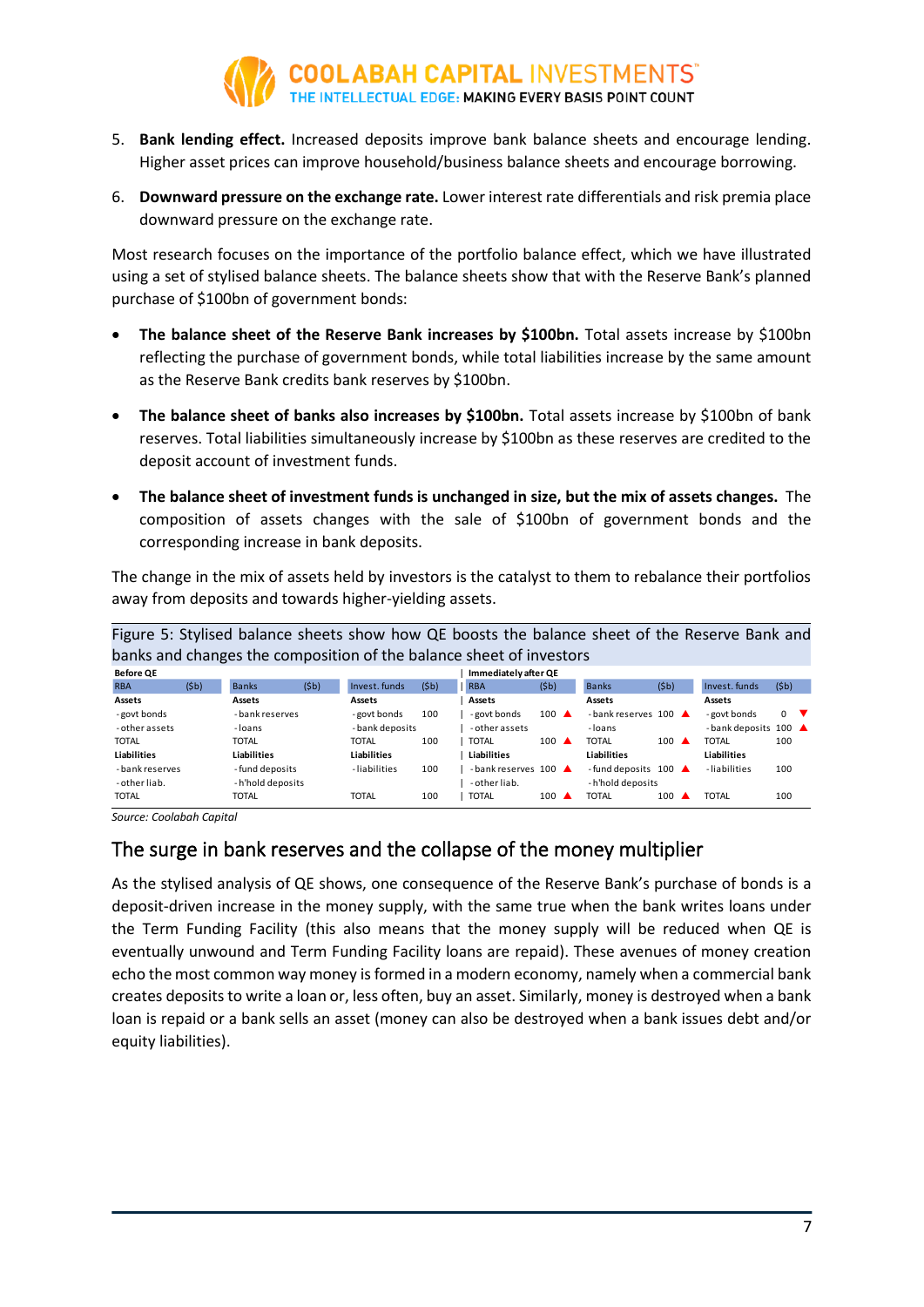5. **Bank lending effect.** Increased deposits improve bank balance sheets and encourage lending. Higher asset prices can improve household/business balance sheets and encourage borrowing.

6. **Downward pressure on the exchange rate.** Lower interest rate differentials and risk premia place downward pressure on the exchange rate.

Most research focuses on the importance of the portfolio balance effect, which we have illustrated using a set of stylised balance sheets. The balance sheets show that with the Reserve Bank's planned purchase of $100bn of government bonds:

- **The balance sheet of the Reserve Bank increases by $100bn.** Total assets increase by $100bn reflecting the purchase of government bonds, while total liabilities increase by the same amount as the Reserve Bank credits bank reserves by $100bn.
- **The balance sheet of banks also increases by $100bn.** Total assets increase by $100bn of bank reserves. Total liabilities simultaneously increase by $100bn as these reserves are credited to the deposit account of investment funds.
- **The balance sheet of investment funds is unchanged in size, but the mix of assets changes.** The composition of assets changes with the sale of $100bn of government bonds and the corresponding increase in bank deposits.

The change in the mix of assets held by investors is the catalyst to them to rebalance their portfolios away from deposits and towards higher-yielding assets.

Figure 5: Stylised balance sheets show how QE boosts the balance sheet of the Reserve Bank and banks and changes the composition of the balance sheet of investors

**Before QE**

| RBA | ($b) | Banks | ($b) | Invest. funds | ($b) |
|---|---|---|---|---|---|
| **Assets** | | **Assets** | | **Assets** | |
| - govt bonds | | - bank reserves | | - govt bonds | 100 |
| - other assets | | - loans | | - bank deposits | |
| TOTAL | | TOTAL | | TOTAL | 100 |
| **Liabilities** | | **Liabilities** | | **Liabilities** | |
| - bank reserves | | - fund deposits | | - liabilities | 100 |
| - other liab. | | - h'hold deposits | | | |
| TOTAL | | TOTAL | | TOTAL | 100 |

**Immediately after QE**

| RBA | ($b) | Banks | ($b) | Invest. funds | ($b) |
|---|---|---|---|---|---|
| **Assets** | | **Assets** | | **Assets** | |
| - govt bonds | 100 ▲ | - bank reserves | 100 ▲ | - govt bonds | 0 ▼ |
| - other assets | | - loans | | - bank deposits | 100 ▲ |
| TOTAL | 100 ▲ | TOTAL | 100 ▲ | TOTAL | 100 |
| **Liabilities** | | **Liabilities** | | **Liabilities** | |
| - bank reserves | 100 ▲ | - fund deposits | 100 ▲ | - liabilities | 100 |
| - other liab. | | - h'hold deposits | | | |
| TOTAL | 100 ▲ | TOTAL | 100 ▲ | TOTAL | 100 |

*Source: Coolabah Capital*

## The surge in bank reserves and the collapse of the money multiplier

As the stylised analysis of QE shows, one consequence of the Reserve Bank's purchase of bonds is a deposit-driven increase in the money supply, with the same true when the bank writes loans under the Term Funding Facility (this also means that the money supply will be reduced when QE is eventually unwound and Term Funding Facility loans are repaid). These avenues of money creation echo the most common way money is formed in a modern economy, namely when a commercial bank creates deposits to write a loan or, less often, buy an asset. Similarly, money is destroyed when a bank loan is repaid or a bank sells an asset (money can also be destroyed when a bank issues debt and/or equity liabilities).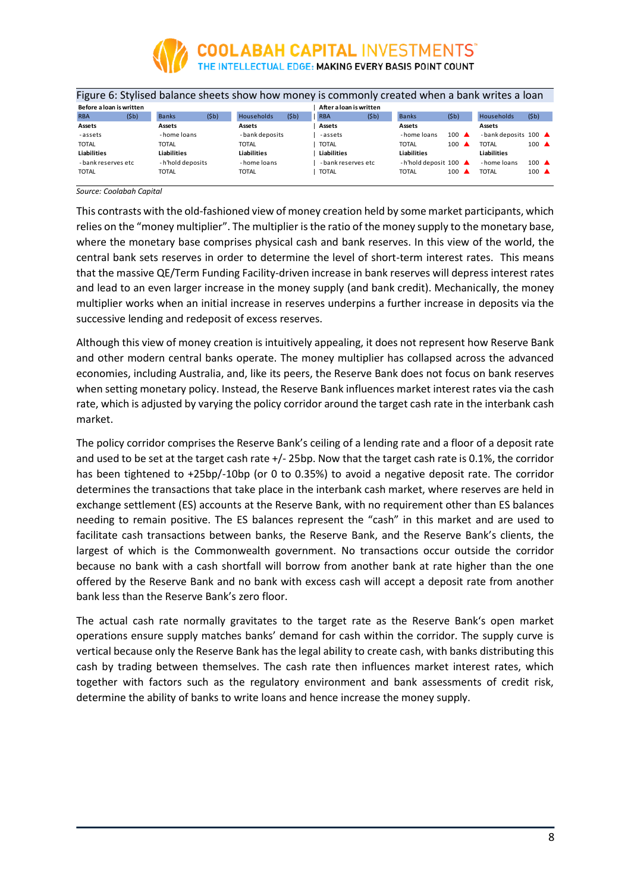Figure 6: Stylised balance sheets show how money is commonly created when a bank writes a loan

| Before a loan is written | | | | | | After a loan is written | | | | | |
|---|---|---|---|---|---|---|---|---|---|---|---|
| RBA | ($b) | Banks | ($b) | Households | ($b) | RBA | ($b) | Banks | ($b) | Households | ($b) |
| **Assets** | | **Assets** | | **Assets** | | **Assets** | | **Assets** | | **Assets** | |
| - assets | | - home loans | | - bank deposits | | - assets | | - home loans | 100 ▲ | - bank deposits | 100 ▲ |
| TOTAL | | TOTAL | | TOTAL | | TOTAL | | TOTAL | 100 ▲ | TOTAL | 100 ▲ |
| **Liabilities** | | **Liabilities** | | **Liabilities** | | **Liabilities** | | **Liabilities** | | **Liabilities** | |
| - bank reserves etc | | - h'hold deposits | | - home loans | | - bank reserves etc | | - h'hold deposit | 100 ▲ | - home loans | 100 ▲ |
| TOTAL | | TOTAL | | TOTAL | | TOTAL | | TOTAL | 100 ▲ | TOTAL | 100 ▲ |

*Source: Coolabah Capital*

This contrasts with the old-fashioned view of money creation held by some market participants, which relies on the "money multiplier". The multiplier is the ratio of the money supply to the monetary base, where the monetary base comprises physical cash and bank reserves. In this view of the world, the central bank sets reserves in order to determine the level of short-term interest rates. This means that the massive QE/Term Funding Facility-driven increase in bank reserves will depress interest rates and lead to an even larger increase in the money supply (and bank credit). Mechanically, the money multiplier works when an initial increase in reserves underpins a further increase in deposits via the successive lending and redeposit of excess reserves.

Although this view of money creation is intuitively appealing, it does not represent how Reserve Bank and other modern central banks operate. The money multiplier has collapsed across the advanced economies, including Australia, and, like its peers, the Reserve Bank does not focus on bank reserves when setting monetary policy. Instead, the Reserve Bank influences market interest rates via the cash rate, which is adjusted by varying the policy corridor around the target cash rate in the interbank cash market.

The policy corridor comprises the Reserve Bank's ceiling of a lending rate and a floor of a deposit rate and used to be set at the target cash rate +/- 25bp. Now that the target cash rate is 0.1%, the corridor has been tightened to +25bp/-10bp (or 0 to 0.35%) to avoid a negative deposit rate. The corridor determines the transactions that take place in the interbank cash market, where reserves are held in exchange settlement (ES) accounts at the Reserve Bank, with no requirement other than ES balances needing to remain positive. The ES balances represent the "cash" in this market and are used to facilitate cash transactions between banks, the Reserve Bank, and the Reserve Bank's clients, the largest of which is the Commonwealth government. No transactions occur outside the corridor because no bank with a cash shortfall will borrow from another bank at rate higher than the one offered by the Reserve Bank and no bank with excess cash will accept a deposit rate from another bank less than the Reserve Bank's zero floor.

The actual cash rate normally gravitates to the target rate as the Reserve Bank's open market operations ensure supply matches banks' demand for cash within the corridor. The supply curve is vertical because only the Reserve Bank has the legal ability to create cash, with banks distributing this cash by trading between themselves. The cash rate then influences market interest rates, which together with factors such as the regulatory environment and bank assessments of credit risk, determine the ability of banks to write loans and hence increase the money supply.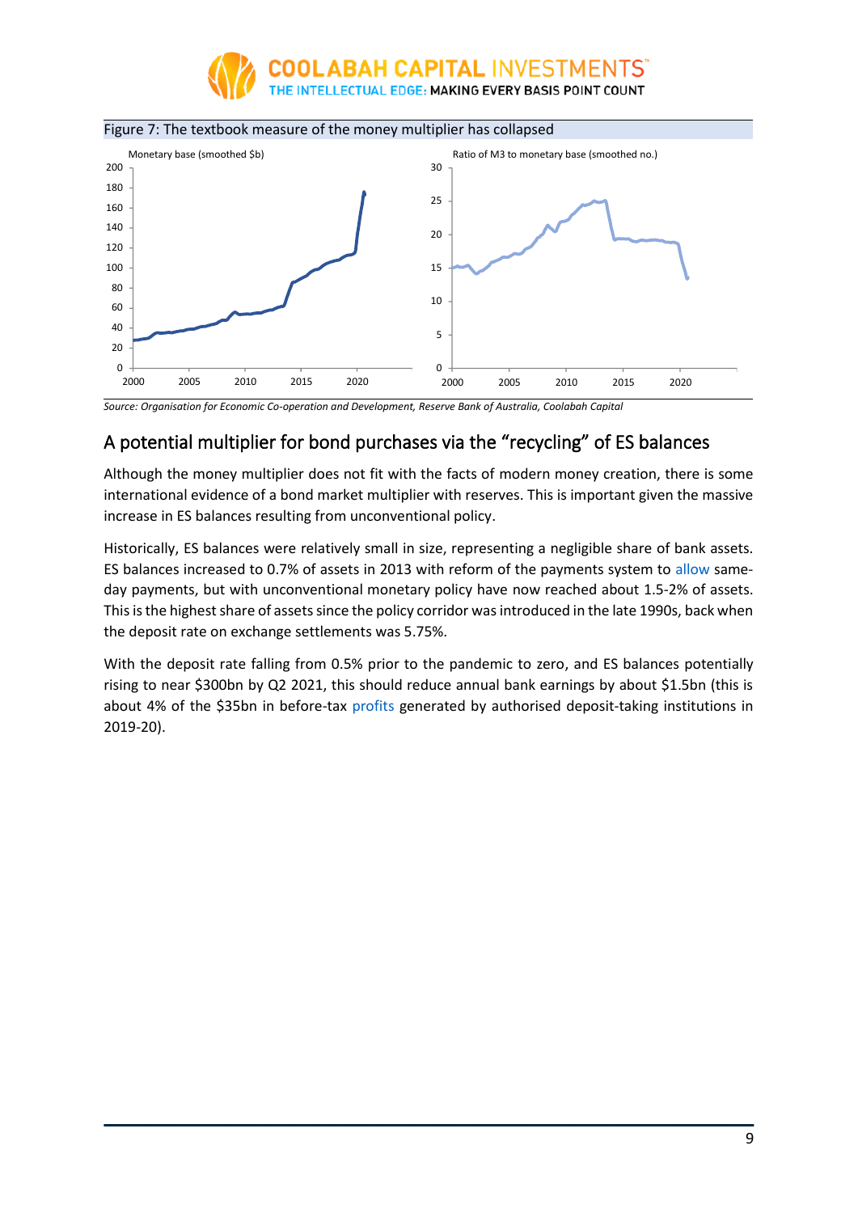Figure 7: The textbook measure of the money multiplier has collapsed

Source: Organisation for Economic Co-operation and Development, Reserve Bank of Australia, Coolabah Capital

## A potential multiplier for bond purchases via the "recycling" of ES balances

Although the money multiplier does not fit with the facts of modern money creation, there is some international evidence of a bond market multiplier with reserves. This is important given the massive increase in ES balances resulting from unconventional policy.

Historically, ES balances were relatively small in size, representing a negligible share of bank assets. ES balances increased to 0.7% of assets in 2013 with reform of the payments system to allow same-day payments, but with unconventional monetary policy have now reached about 1.5-2% of assets. This is the highest share of assets since the policy corridor was introduced in the late 1990s, back when the deposit rate on exchange settlements was 5.75%.

With the deposit rate falling from 0.5% prior to the pandemic to zero, and ES balances potentially rising to near $300bn by Q2 2021, this should reduce annual bank earnings by about $1.5bn (this is about 4% of the $35bn in before-tax profits generated by authorised deposit-taking institutions in 2019-20).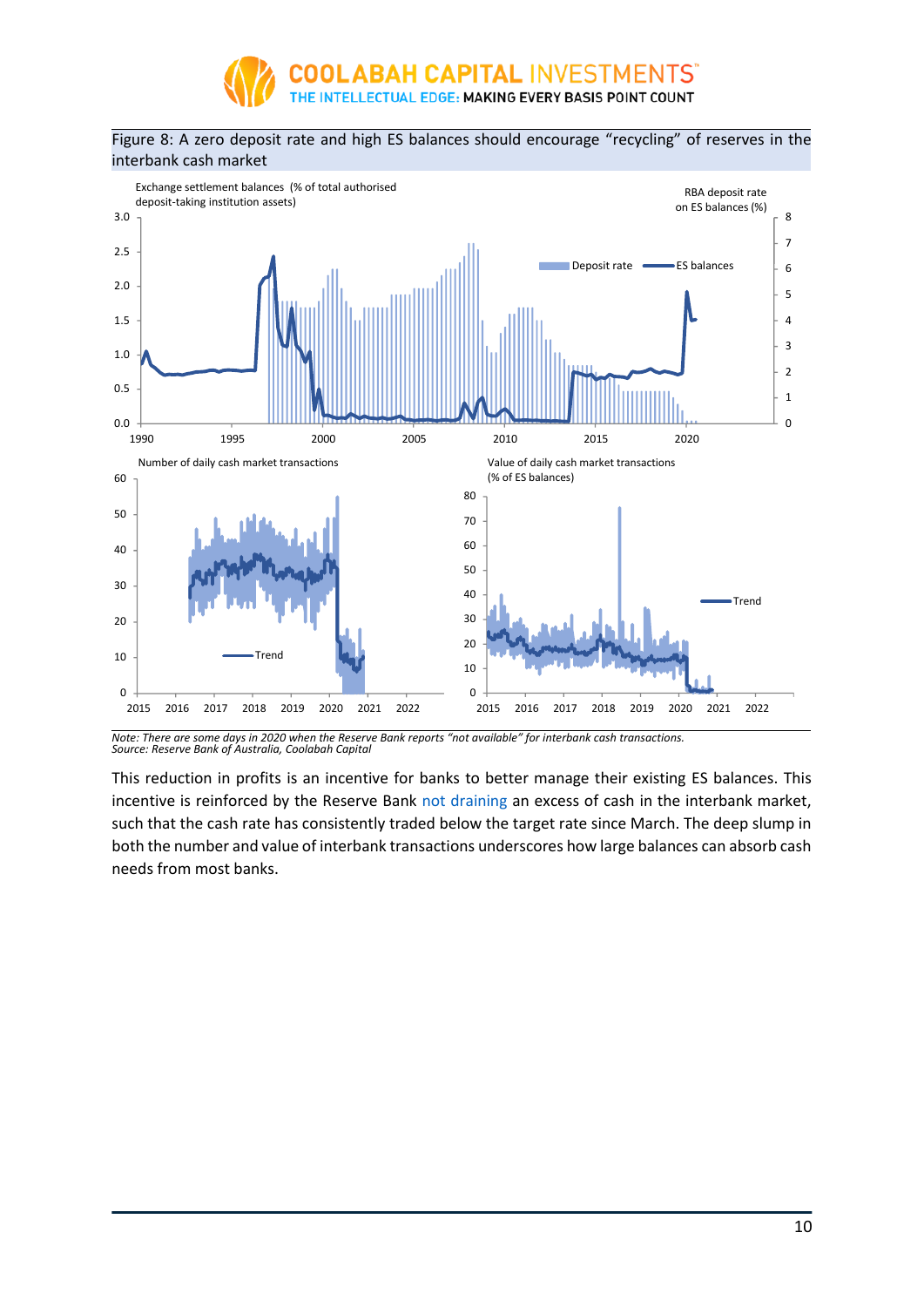Figure 8: A zero deposit rate and high ES balances should encourage "recycling" of reserves in the interbank cash market

*Note: There are some days in 2020 when the Reserve Bank reports "not available" for interbank cash transactions.*
*Source: Reserve Bank of Australia, Coolabah Capital*

This reduction in profits is an incentive for banks to better manage their existing ES balances. This incentive is reinforced by the Reserve Bank not draining an excess of cash in the interbank market, such that the cash rate has consistently traded below the target rate since March. The deep slump in both the number and value of interbank transactions underscores how large balances can absorb cash needs from most banks.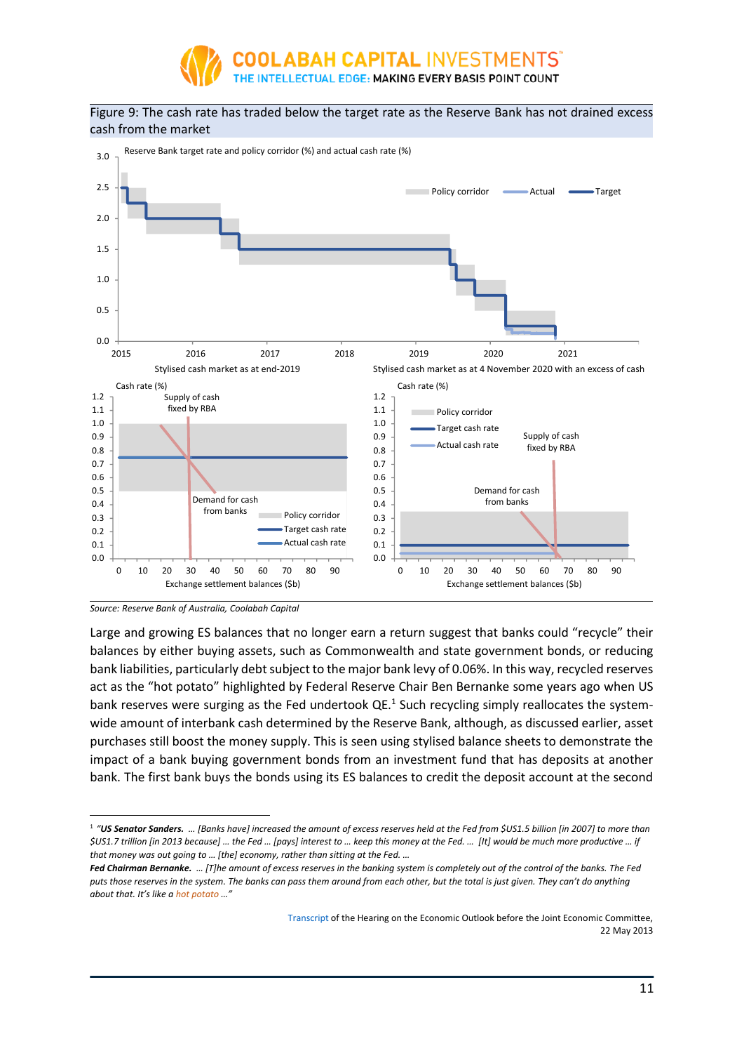Figure 9: The cash rate has traded below the target rate as the Reserve Bank has not drained excess cash from the market

Source: Reserve Bank of Australia, Coolabah Capital

Large and growing ES balances that no longer earn a return suggest that banks could "recycle" their balances by either buying assets, such as Commonwealth and state government bonds, or reducing bank liabilities, particularly debt subject to the major bank levy of 0.06%. In this way, recycled reserves act as the "hot potato" highlighted by Federal Reserve Chair Ben Bernanke some years ago when US bank reserves were surging as the Fed undertook QE.[1] Such recycling simply reallocates the system-wide amount of interbank cash determined by the Reserve Bank, although, as discussed earlier, asset purchases still boost the money supply. This is seen using stylised balance sheets to demonstrate the impact of a bank buying government bonds from an investment fund that has deposits at another bank. The first bank buys the bonds using its ES balances to credit the deposit account at the second

---

[1] *"**US Senator Sanders.** … [Banks have] increased the amount of excess reserves held at the Fed from $US1.5 billion [in 2007] to more than $US1.7 trillion [in 2013 because] … the Fed … [pays] interest to … keep this money at the Fed. … [It] would be much more productive … if that money was out going to … [the] economy, rather than sitting at the Fed. …*

***Fed Chairman Bernanke.** … [T]he amount of excess reserves in the banking system is completely out of the control of the banks. The Fed puts those reserves in the system. The banks can pass them around from each other, but the total is just given. They can't do anything about that. It's like a hot potato …"*

Transcript of the Hearing on the Economic Outlook before the Joint Economic Committee, 22 May 2013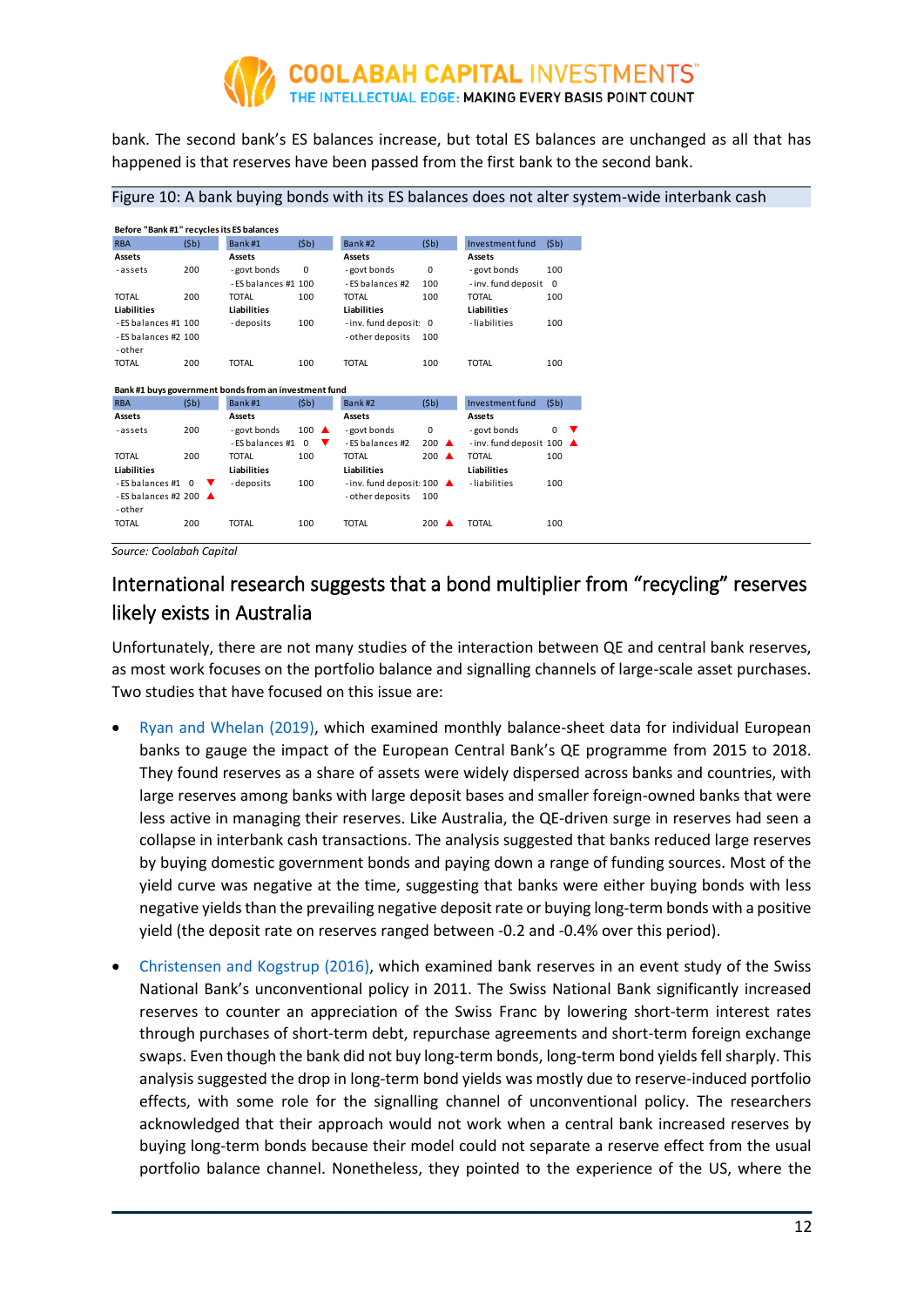bank. The second bank's ES balances increase, but total ES balances are unchanged as all that has happened is that reserves have been passed from the first bank to the second bank.

Figure 10: A bank buying bonds with its ES balances does not alter system-wide interbank cash

**Before "Bank #1" recycles its ES balances**

| RBA | ($b) | Bank #1 | ($b) | Bank #2 | ($b) | Investment fund | ($b) |
|---|---|---|---|---|---|---|---|
| **Assets** | | **Assets** | | **Assets** | | **Assets** | |
| - assets | 200 | - govt bonds | 0 | - govt bonds | 0 | - govt bonds | 100 |
| | | - ES balances #1 | 100 | - ES balances #2 | 100 | - inv. fund deposit | 0 |
| TOTAL | 200 | TOTAL | 100 | TOTAL | 100 | TOTAL | 100 |
| **Liabilities** | | **Liabilities** | | **Liabilities** | | **Liabilities** | |
| - ES balances #1 | 100 | - deposits | 100 | - inv. fund deposit | 0 | - liabilities | 100 |
| - ES balances #2 | 100 | | | - other deposits | 100 | | |
| - other | | | | | | | |
| TOTAL | 200 | TOTAL | 100 | TOTAL | 100 | TOTAL | 100 |

**Bank #1 buys government bonds from an investment fund**

| RBA | ($b) | Bank #1 | ($b) | Bank #2 | ($b) | Investment fund | ($b) |
|---|---|---|---|---|---|---|---|
| **Assets** | | **Assets** | | **Assets** | | **Assets** | |
| - assets | 200 | - govt bonds | 100 ▲ | - govt bonds | 0 | - govt bonds | 0 ▼ |
| | | - ES balances #1 | 0 ▼ | - ES balances #2 | 200 ▲ | - inv. fund deposit | 100 ▲ |
| TOTAL | 200 | TOTAL | 100 | TOTAL | 200 ▲ | TOTAL | 100 |
| **Liabilities** | | **Liabilities** | | **Liabilities** | | **Liabilities** | |
| - ES balances #1 | 0 ▼ | - deposits | 100 | - inv. fund deposit | 100 ▲ | - liabilities | 100 |
| - ES balances #2 | 200 ▲ | | | - other deposits | 100 | | |
| - other | | | | | | | |
| TOTAL | 200 | TOTAL | 100 | TOTAL | 200 ▲ | TOTAL | 100 |

*Source: Coolabah Capital*

## International research suggests that a bond multiplier from "recycling" reserves likely exists in Australia

Unfortunately, there are not many studies of the interaction between QE and central bank reserves, as most work focuses on the portfolio balance and signalling channels of large-scale asset purchases. Two studies that have focused on this issue are:

- Ryan and Whelan (2019), which examined monthly balance-sheet data for individual European banks to gauge the impact of the European Central Bank's QE programme from 2015 to 2018. They found reserves as a share of assets were widely dispersed across banks and countries, with large reserves among banks with large deposit bases and smaller foreign-owned banks that were less active in managing their reserves. Like Australia, the QE-driven surge in reserves had seen a collapse in interbank cash transactions. The analysis suggested that banks reduced large reserves by buying domestic government bonds and paying down a range of funding sources. Most of the yield curve was negative at the time, suggesting that banks were either buying bonds with less negative yields than the prevailing negative deposit rate or buying long-term bonds with a positive yield (the deposit rate on reserves ranged between -0.2 and -0.4% over this period).
- Christensen and Kogstrup (2016), which examined bank reserves in an event study of the Swiss National Bank's unconventional policy in 2011. The Swiss National Bank significantly increased reserves to counter an appreciation of the Swiss Franc by lowering short-term interest rates through purchases of short-term debt, repurchase agreements and short-term foreign exchange swaps. Even though the bank did not buy long-term bonds, long-term bond yields fell sharply. This analysis suggested the drop in long-term bond yields was mostly due to reserve-induced portfolio effects, with some role for the signalling channel of unconventional policy. The researchers acknowledged that their approach would not work when a central bank increased reserves by buying long-term bonds because their model could not separate a reserve effect from the usual portfolio balance channel. Nonetheless, they pointed to the experience of the US, where the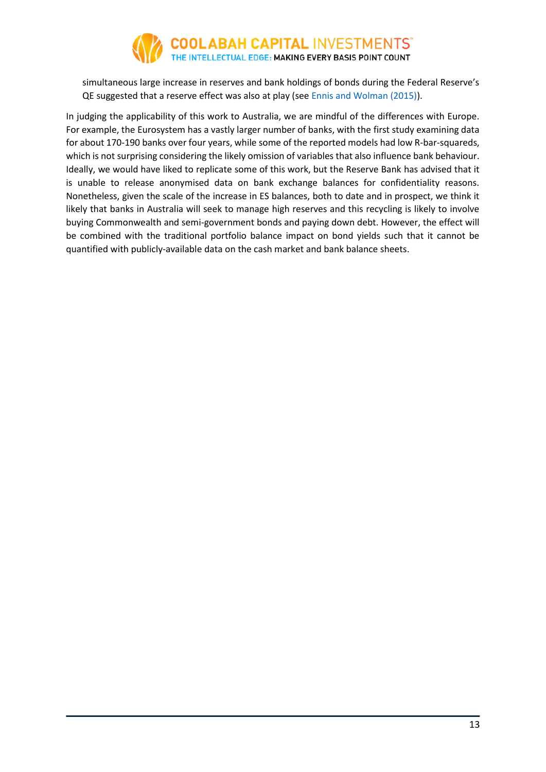simultaneous large increase in reserves and bank holdings of bonds during the Federal Reserve's QE suggested that a reserve effect was also at play (see Ennis and Wolman (2015)).

In judging the applicability of this work to Australia, we are mindful of the differences with Europe. For example, the Eurosystem has a vastly larger number of banks, with the first study examining data for about 170-190 banks over four years, while some of the reported models had low R-bar-squareds, which is not surprising considering the likely omission of variables that also influence bank behaviour. Ideally, we would have liked to replicate some of this work, but the Reserve Bank has advised that it is unable to release anonymised data on bank exchange balances for confidentiality reasons. Nonetheless, given the scale of the increase in ES balances, both to date and in prospect, we think it likely that banks in Australia will seek to manage high reserves and this recycling is likely to involve buying Commonwealth and semi-government bonds and paying down debt. However, the effect will be combined with the traditional portfolio balance impact on bond yields such that it cannot be quantified with publicly-available data on the cash market and bank balance sheets.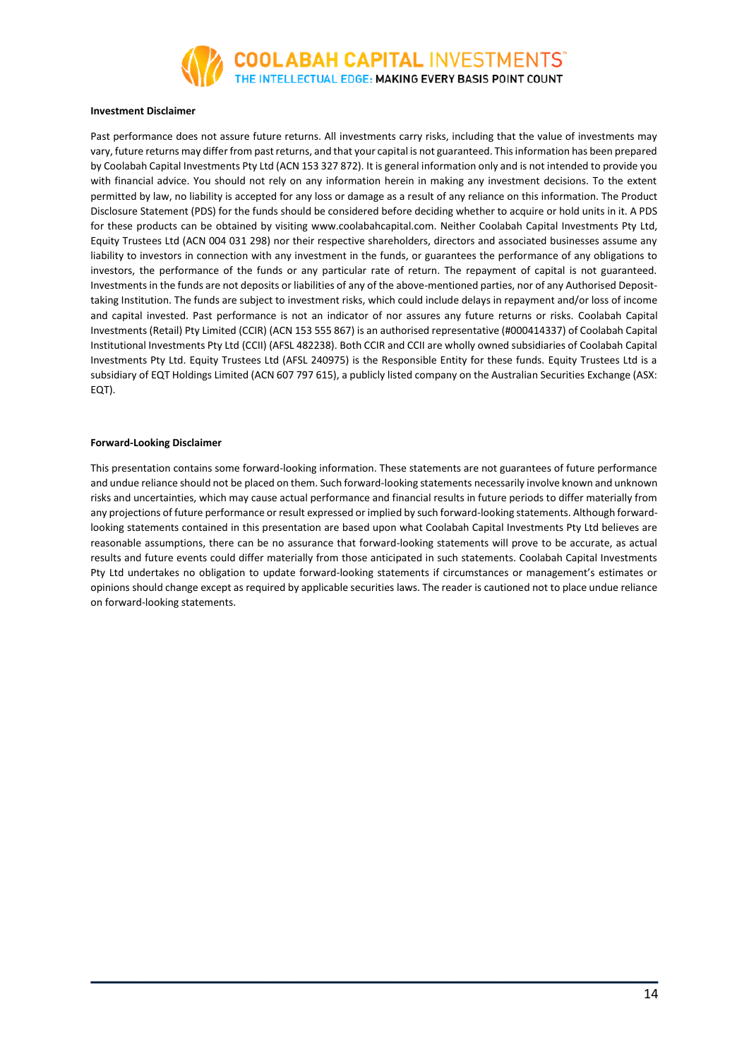**Investment Disclaimer**

Past performance does not assure future returns. All investments carry risks, including that the value of investments may vary, future returns may differ from past returns, and that your capital is not guaranteed. This information has been prepared by Coolabah Capital Investments Pty Ltd (ACN 153 327 872). It is general information only and is not intended to provide you with financial advice. You should not rely on any information herein in making any investment decisions. To the extent permitted by law, no liability is accepted for any loss or damage as a result of any reliance on this information. The Product Disclosure Statement (PDS) for the funds should be considered before deciding whether to acquire or hold units in it. A PDS for these products can be obtained by visiting www.coolabahcapital.com. Neither Coolabah Capital Investments Pty Ltd, Equity Trustees Ltd (ACN 004 031 298) nor their respective shareholders, directors and associated businesses assume any liability to investors in connection with any investment in the funds, or guarantees the performance of any obligations to investors, the performance of the funds or any particular rate of return. The repayment of capital is not guaranteed. Investments in the funds are not deposits or liabilities of any of the above-mentioned parties, nor of any Authorised Deposit-taking Institution. The funds are subject to investment risks, which could include delays in repayment and/or loss of income and capital invested. Past performance is not an indicator of nor assures any future returns or risks. Coolabah Capital Investments (Retail) Pty Limited (CCIR) (ACN 153 555 867) is an authorised representative (#000414337) of Coolabah Capital Institutional Investments Pty Ltd (CCII) (AFSL 482238). Both CCIR and CCII are wholly owned subsidiaries of Coolabah Capital Investments Pty Ltd. Equity Trustees Ltd (AFSL 240975) is the Responsible Entity for these funds. Equity Trustees Ltd is a subsidiary of EQT Holdings Limited (ACN 607 797 615), a publicly listed company on the Australian Securities Exchange (ASX: EQT).

**Forward-Looking Disclaimer**

This presentation contains some forward-looking information. These statements are not guarantees of future performance and undue reliance should not be placed on them. Such forward-looking statements necessarily involve known and unknown risks and uncertainties, which may cause actual performance and financial results in future periods to differ materially from any projections of future performance or result expressed or implied by such forward-looking statements. Although forward-looking statements contained in this presentation are based upon what Coolabah Capital Investments Pty Ltd believes are reasonable assumptions, there can be no assurance that forward-looking statements will prove to be accurate, as actual results and future events could differ materially from those anticipated in such statements. Coolabah Capital Investments Pty Ltd undertakes no obligation to update forward-looking statements if circumstances or management's estimates or opinions should change except as required by applicable securities laws. The reader is cautioned not to place undue reliance on forward-looking statements.